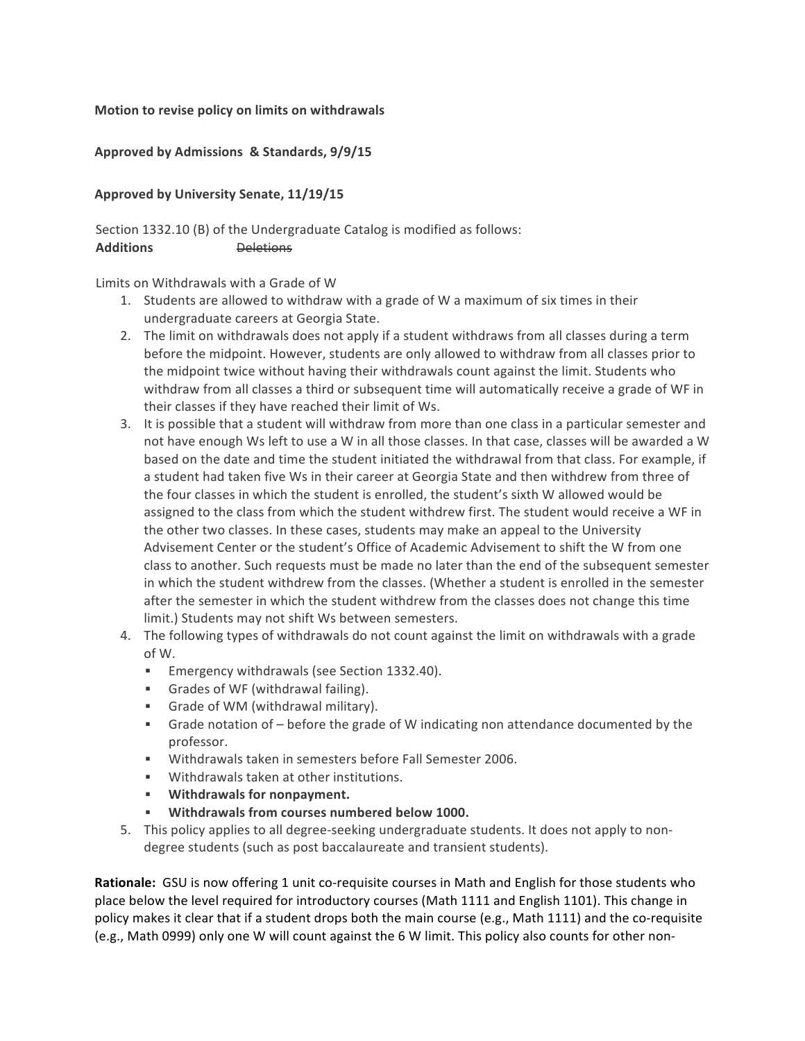**Motion to revise policy on limits on withdrawals**

**Approved by Admissions & Standards, 9/9/15**

**Approved by University Senate, 11/19/15**

Section 1332.10 (B) of the Undergraduate Catalog is modified as follows:

**Additions** ~~Deletions~~

Limits on Withdrawals with a Grade of W

1. Students are allowed to withdraw with a grade of W a maximum of six times in their undergraduate careers at Georgia State.
2. The limit on withdrawals does not apply if a student withdraws from all classes during a term before the midpoint. However, students are only allowed to withdraw from all classes prior to the midpoint twice without having their withdrawals count against the limit. Students who withdraw from all classes a third or subsequent time will automatically receive a grade of WF in their classes if they have reached their limit of Ws.
3. It is possible that a student will withdraw from more than one class in a particular semester and not have enough Ws left to use a W in all those classes. In that case, classes will be awarded a W based on the date and time the student initiated the withdrawal from that class. For example, if a student had taken five Ws in their career at Georgia State and then withdrew from three of the four classes in which the student is enrolled, the student's sixth W allowed would be assigned to the class from which the student withdrew first. The student would receive a WF in the other two classes. In these cases, students may make an appeal to the University Advisement Center or the student's Office of Academic Advisement to shift the W from one class to another. Such requests must be made no later than the end of the subsequent semester in which the student withdrew from the classes. (Whether a student is enrolled in the semester after the semester in which the student withdrew from the classes does not change this time limit.) Students may not shift Ws between semesters.
4. The following types of withdrawals do not count against the limit on withdrawals with a grade of W.
   - Emergency withdrawals (see Section 1332.40).
   - Grades of WF (withdrawal failing).
   - Grade of WM (withdrawal military).
   - Grade notation of – before the grade of W indicating non attendance documented by the professor.
   - Withdrawals taken in semesters before Fall Semester 2006.
   - Withdrawals taken at other institutions.
   - **Withdrawals for nonpayment.**
   - **Withdrawals from courses numbered below 1000.**
5. This policy applies to all degree-seeking undergraduate students. It does not apply to non-degree students (such as post baccalaureate and transient students).

**Rationale:** GSU is now offering 1 unit co-requisite courses in Math and English for those students who place below the level required for introductory courses (Math 1111 and English 1101). This change in policy makes it clear that if a student drops both the main course (e.g., Math 1111) and the co-requisite (e.g., Math 0999) only one W will count against the 6 W limit. This policy also counts for other non-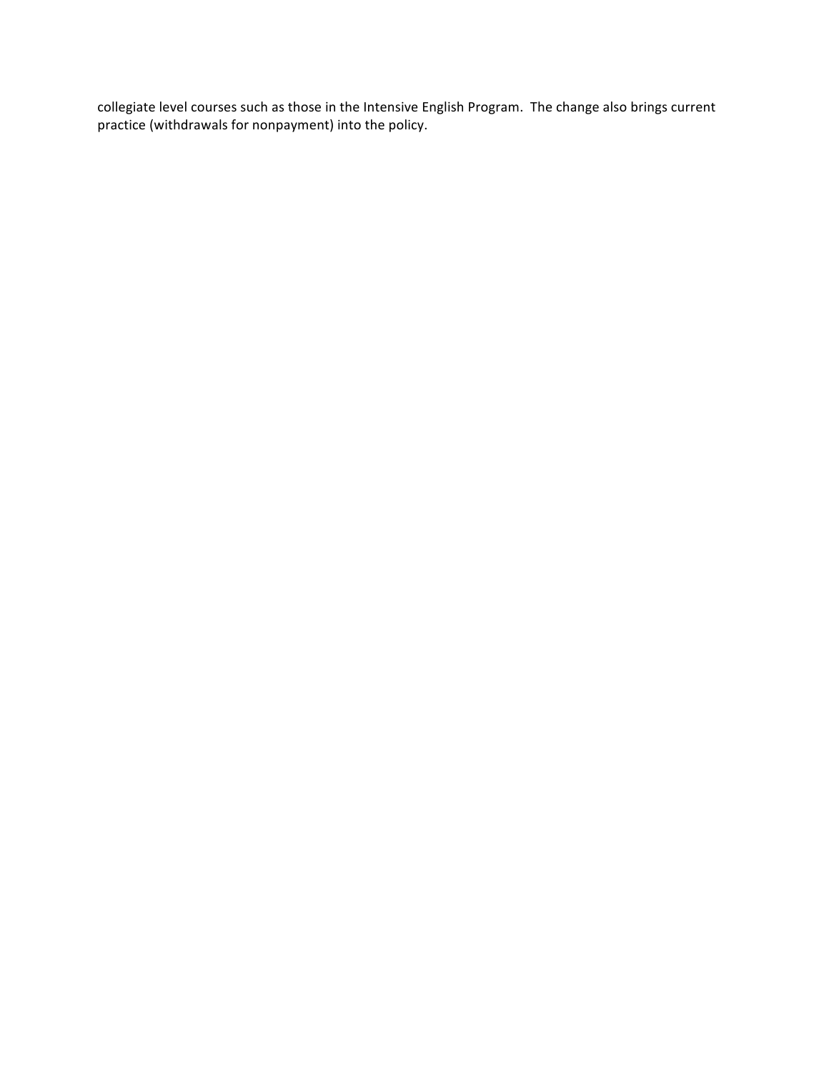collegiate level courses such as those in the Intensive English Program. The change also brings current practice (withdrawals for nonpayment) into the policy.